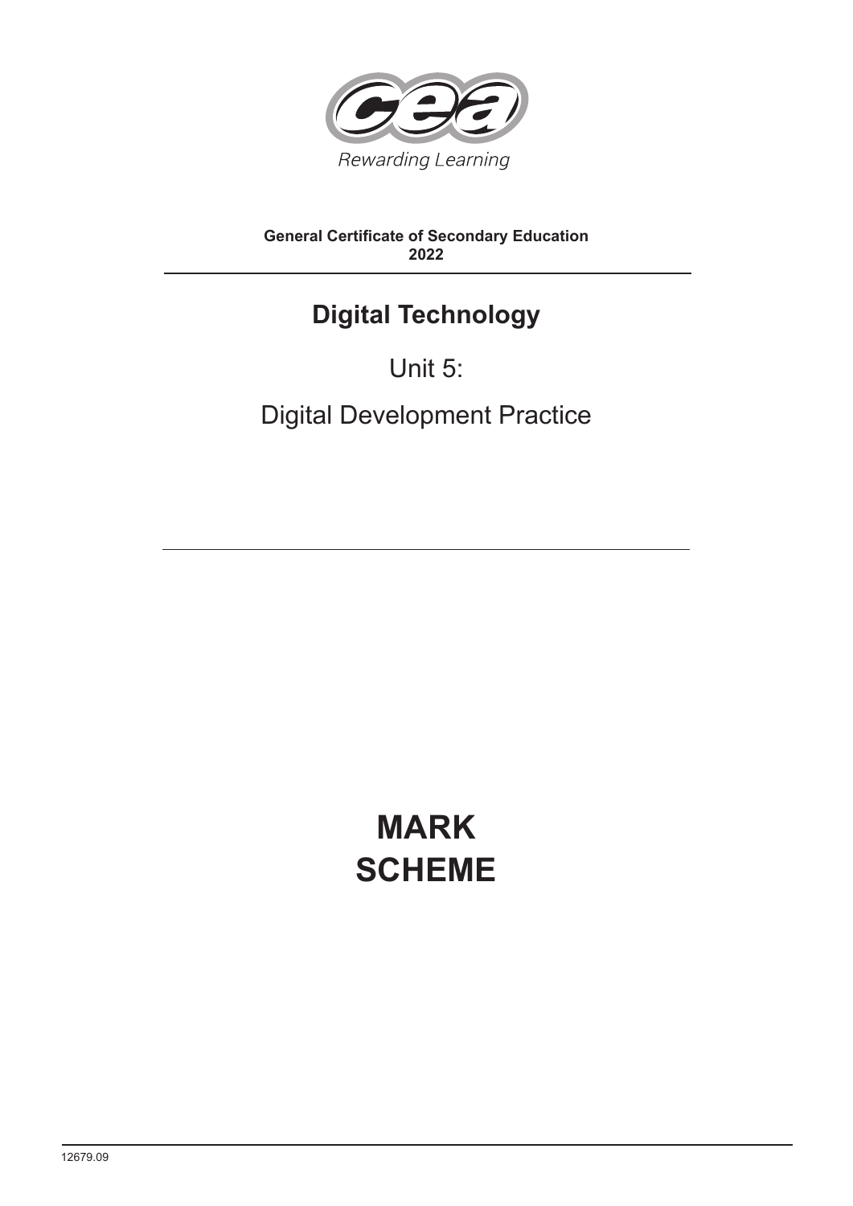Rewarding Learning

**General Certificate of Secondary Education**
**2022**

# Digital Technology

## Unit 5:

## Digital Development Practice

# MARK SCHEME

12679.09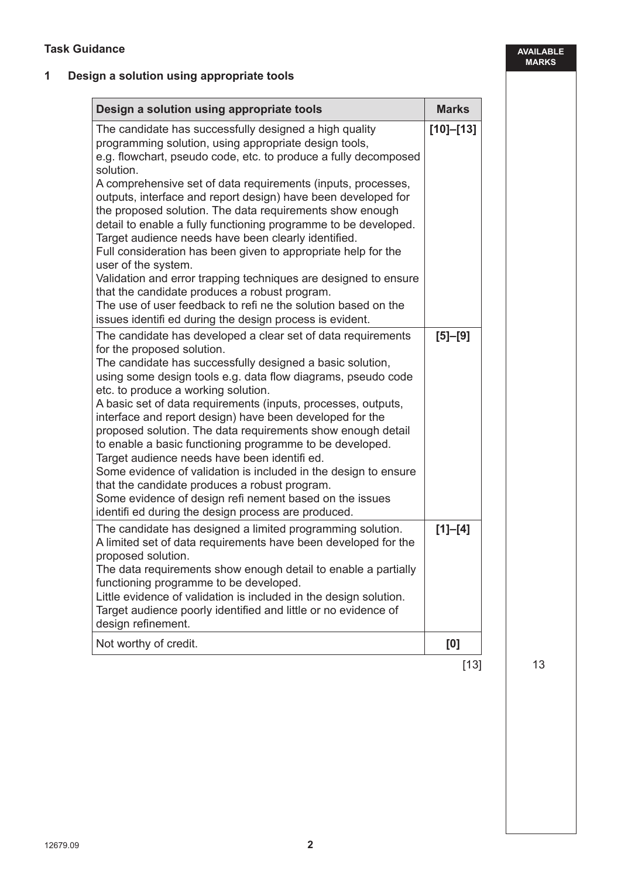**Task Guidance**

**1 Design a solution using appropriate tools**

| Design a solution using appropriate tools | Marks |
| --- | --- |
| The candidate has successfully designed a high quality programming solution, using appropriate design tools, e.g. flowchart, pseudo code, etc. to produce a fully decomposed solution.<br>A comprehensive set of data requirements (inputs, processes, outputs, interface and report design) have been developed for the proposed solution. The data requirements show enough detail to enable a fully functioning programme to be developed.<br>Target audience needs have been clearly identified.<br>Full consideration has been given to appropriate help for the user of the system.<br>Validation and error trapping techniques are designed to ensure that the candidate produces a robust program.<br>The use of user feedback to refine the solution based on the issues identified during the design process is evident. | [10]–[13] |
| The candidate has developed a clear set of data requirements for the proposed solution.<br>The candidate has successfully designed a basic solution, using some design tools e.g. data flow diagrams, pseudo code etc. to produce a working solution.<br>A basic set of data requirements (inputs, processes, outputs, interface and report design) have been developed for the proposed solution. The data requirements show enough detail to enable a basic functioning programme to be developed.<br>Target audience needs have been identified.<br>Some evidence of validation is included in the design to ensure that the candidate produces a robust program.<br>Some evidence of design refinement based on the issues identified during the design process are produced. | [5]–[9] |
| The candidate has designed a limited programming solution.<br>A limited set of data requirements have been developed for the proposed solution.<br>The data requirements show enough detail to enable a partially functioning programme to be developed.<br>Little evidence of validation is included in the design solution.<br>Target audience poorly identified and little or no evidence of design refinement. | [1]–[4] |
| Not worthy of credit. | [0] |

[13]

AVAILABLE MARKS: 13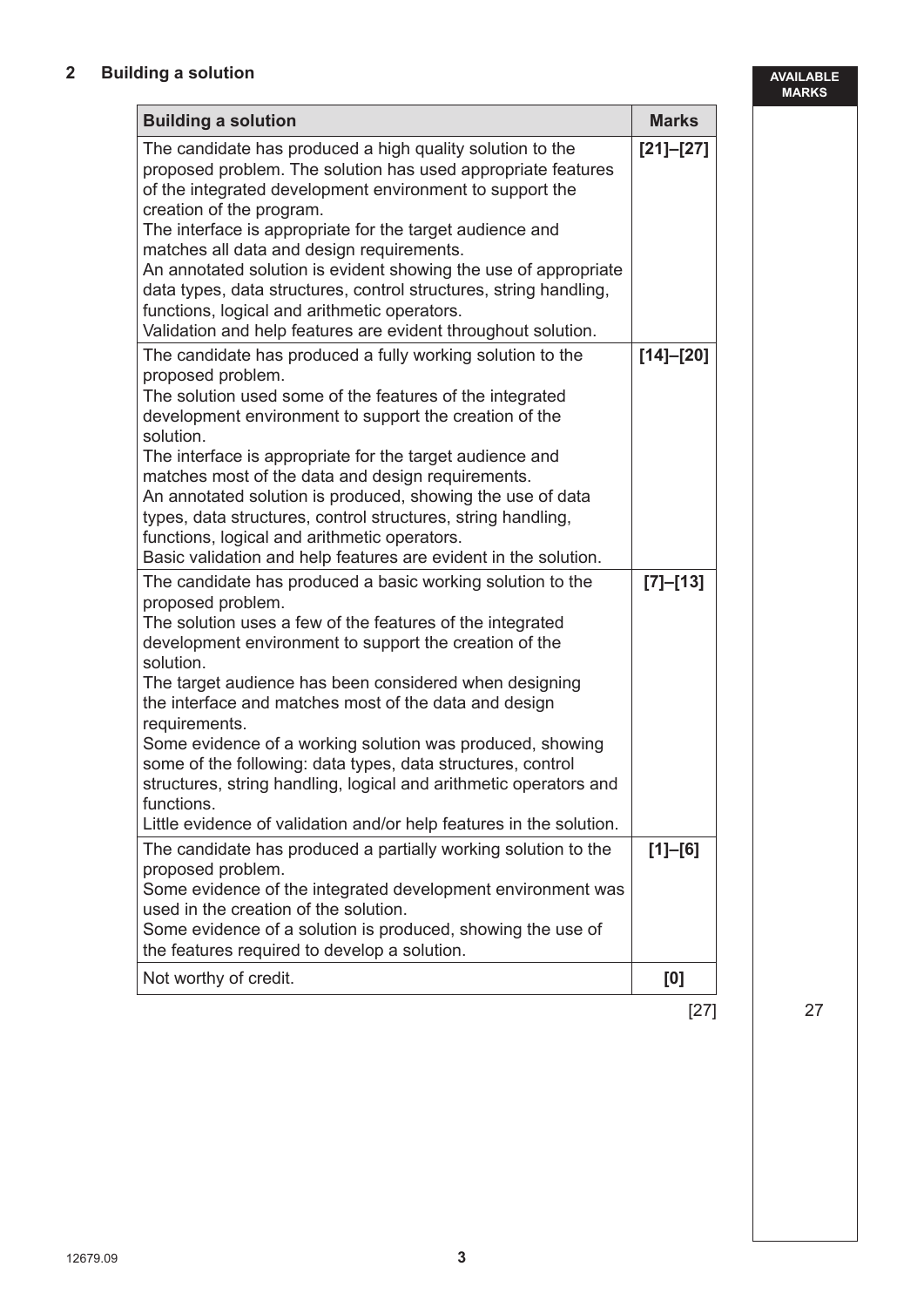## 2 Building a solution

AVAILABLE MARKS

| Building a solution | Marks |
|---|---|
| The candidate has produced a high quality solution to the proposed problem. The solution has used appropriate features of the integrated development environment to support the creation of the program.<br>The interface is appropriate for the target audience and matches all data and design requirements.<br>An annotated solution is evident showing the use of appropriate data types, data structures, control structures, string handling, functions, logical and arithmetic operators.<br>Validation and help features are evident throughout solution. | **[21]–[27]** |
| The candidate has produced a fully working solution to the proposed problem.<br>The solution used some of the features of the integrated development environment to support the creation of the solution.<br>The interface is appropriate for the target audience and matches most of the data and design requirements.<br>An annotated solution is produced, showing the use of data types, data structures, control structures, string handling, functions, logical and arithmetic operators.<br>Basic validation and help features are evident in the solution. | **[14]–[20]** |
| The candidate has produced a basic working solution to the proposed problem.<br>The solution uses a few of the features of the integrated development environment to support the creation of the solution.<br>The target audience has been considered when designing the interface and matches most of the data and design requirements.<br>Some evidence of a working solution was produced, showing some of the following: data types, data structures, control structures, string handling, logical and arithmetic operators and functions.<br>Little evidence of validation and/or help features in the solution. | **[7]–[13]** |
| The candidate has produced a partially working solution to the proposed problem.<br>Some evidence of the integrated development environment was used in the creation of the solution.<br>Some evidence of a solution is produced, showing the use of the features required to develop a solution. | **[1]–[6]** |
| Not worthy of credit. | **[0]** |

[27] 27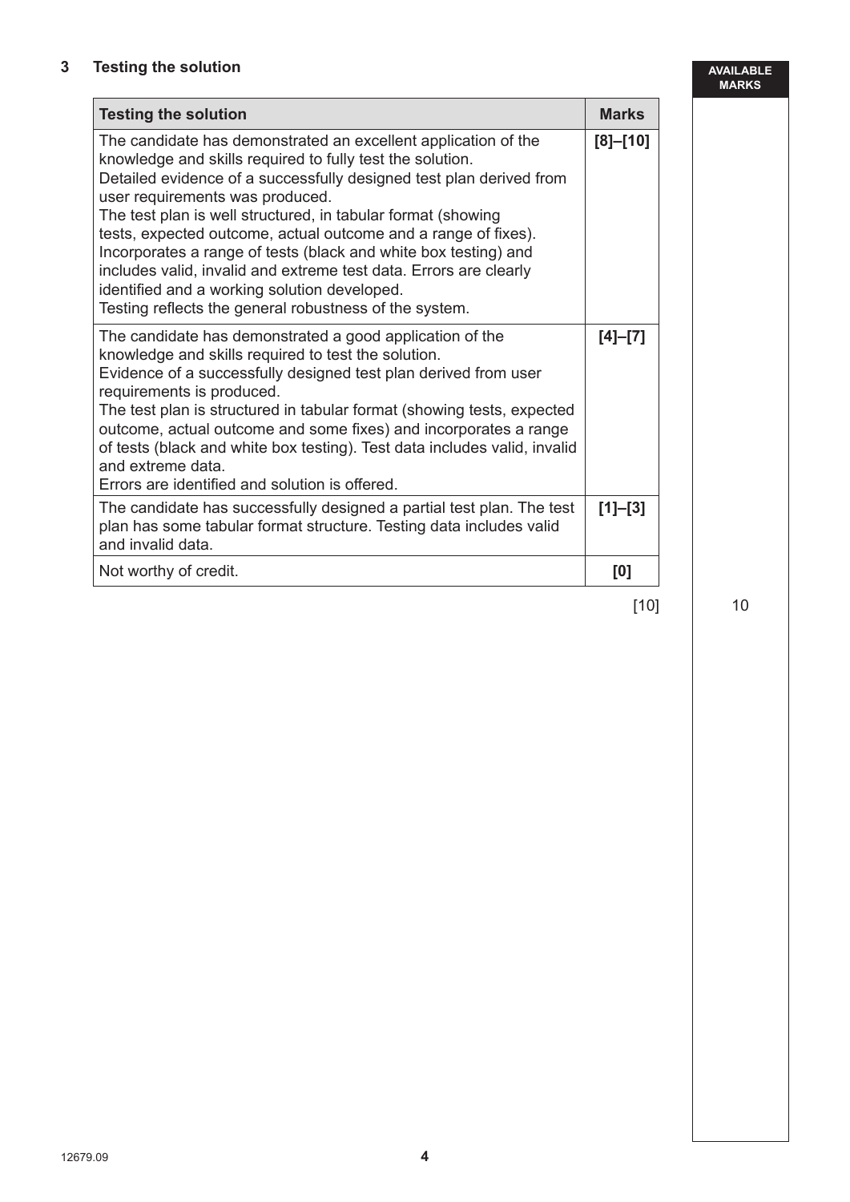## 3 Testing the solution

AVAILABLE MARKS

| Testing the solution | Marks |
| --- | --- |
| The candidate has demonstrated an excellent application of the knowledge and skills required to fully test the solution. Detailed evidence of a successfully designed test plan derived from user requirements was produced. The test plan is well structured, in tabular format (showing tests, expected outcome, actual outcome and a range of fixes). Incorporates a range of tests (black and white box testing) and includes valid, invalid and extreme test data. Errors are clearly identified and a working solution developed. Testing reflects the general robustness of the system. | **[8]–[10]** |
| The candidate has demonstrated a good application of the knowledge and skills required to test the solution. Evidence of a successfully designed test plan derived from user requirements is produced. The test plan is structured in tabular format (showing tests, expected outcome, actual outcome and some fixes) and incorporates a range of tests (black and white box testing). Test data includes valid, invalid and extreme data. Errors are identified and solution is offered. | **[4]–[7]** |
| The candidate has successfully designed a partial test plan. The test plan has some tabular format structure. Testing data includes valid and invalid data. | **[1]–[3]** |
| Not worthy of credit. | **[0]** |

[10] 10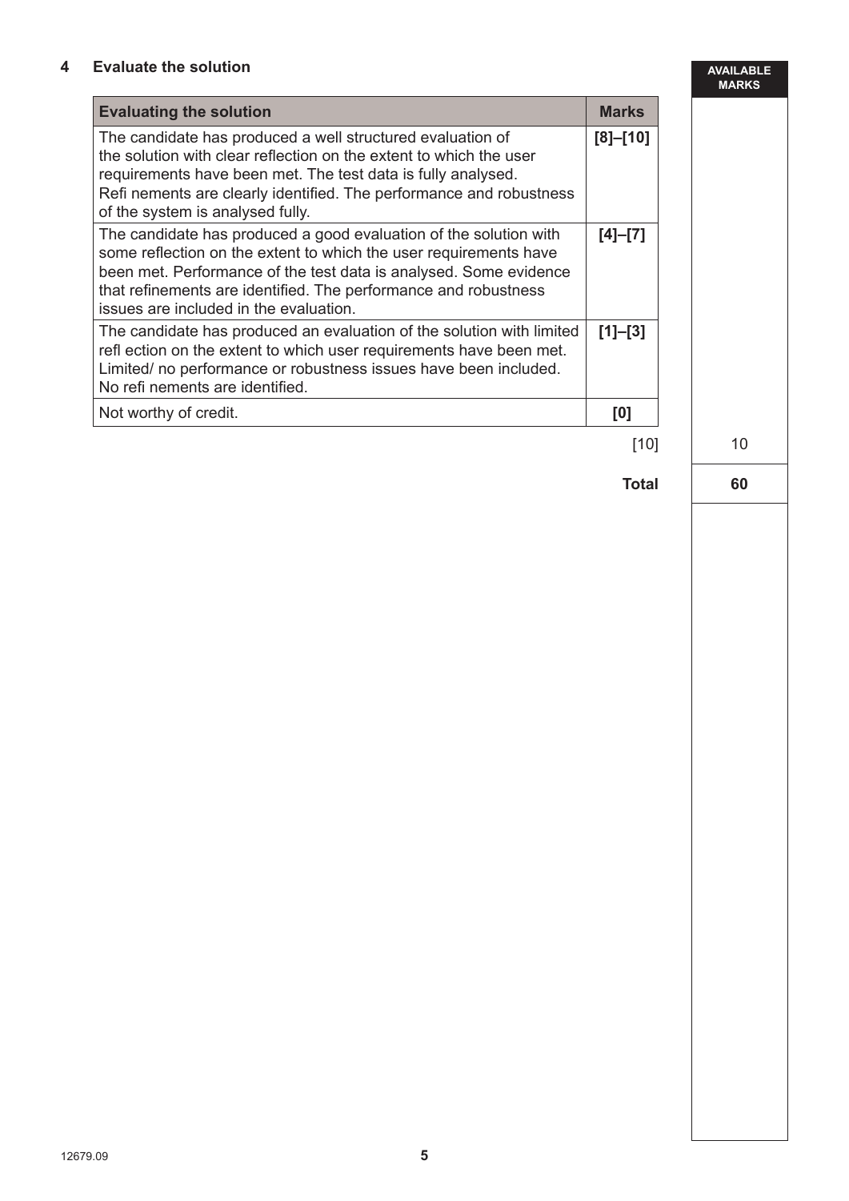## 4 Evaluate the solution

AVAILABLE MARKS

| Evaluating the solution | Marks |
|---|---|
| The candidate has produced a well structured evaluation of the solution with clear reflection on the extent to which the user requirements have been met. The test data is fully analysed. Refinements are clearly identified. The performance and robustness of the system is analysed fully. | **[8]–[10]** |
| The candidate has produced a good evaluation of the solution with some reflection on the extent to which the user requirements have been met. Performance of the test data is analysed. Some evidence that refinements are identified. The performance and robustness issues are included in the evaluation. | **[4]–[7]** |
| The candidate has produced an evaluation of the solution with limited reflection on the extent to which user requirements have been met. Limited/ no performance or robustness issues have been included. No refinements are identified. | **[1]–[3]** |
| Not worthy of credit. | **[0]** |

[10] 10

**Total** **60**